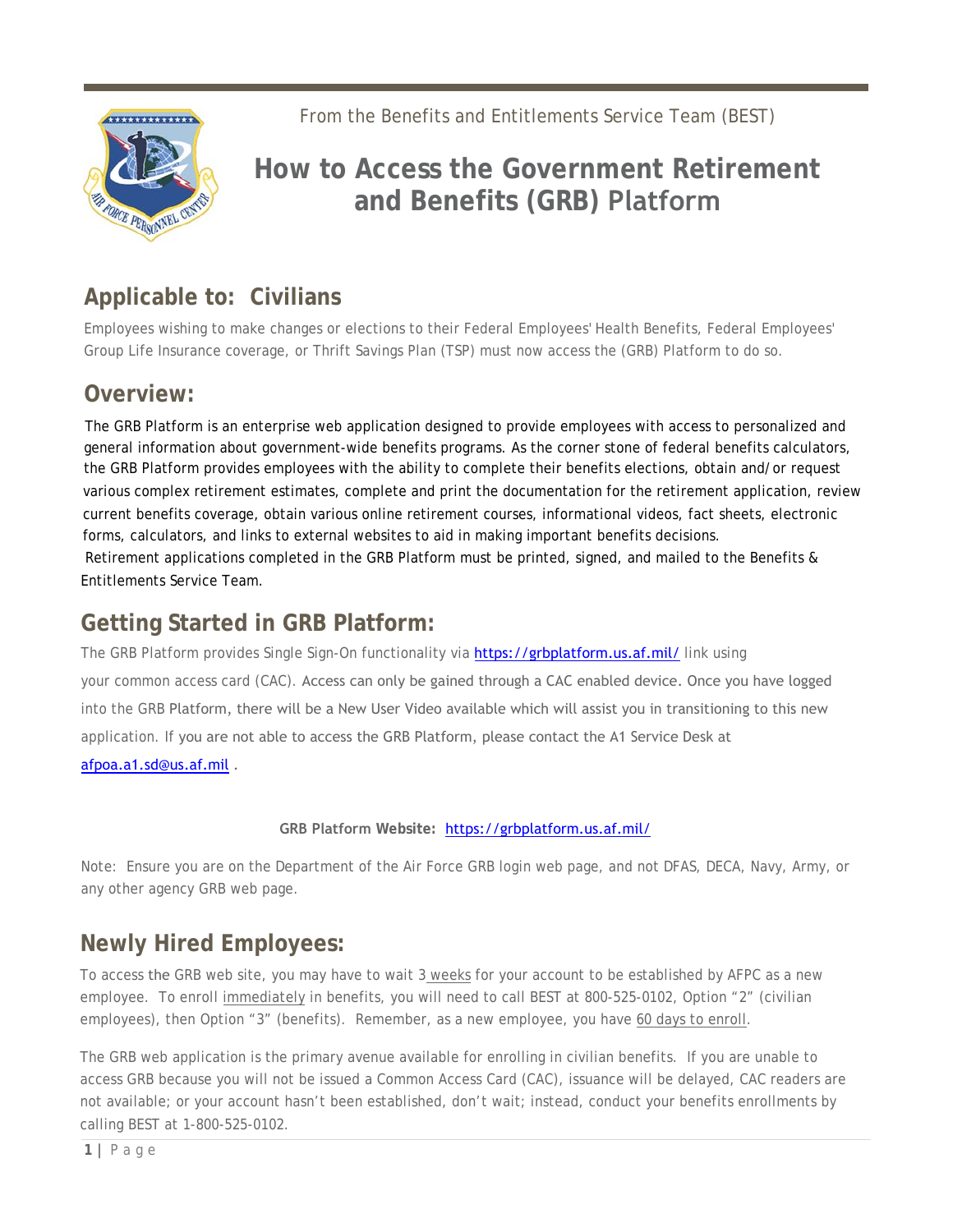From the Benefits and Entitlements Service Team (BEST)

# How to Access the Government Retirement and Benefits (GRB) Platform

## Applicable to: Civilians

Employees wishing to make changes or elections to their Federal Employees' Health Benefits, Federal Employees' Group Life Insurance coverage, or Thrift Savings Plan (TSP) must now access the (GRB) Platform to do so.

## Overview:

The GRB Platform is an enterprise web application designed to provide employees with access to personalized and general information about government-wide benefits programs. As the corner stone of federal benefits calculators, the GRB Platform provides employees with the ability to complete their benefits elections, obtain and/or request various complex retirement estimates, complete and print the documentation for the retirement application, review current benefits coverage, obtain various online retirement courses, informational videos, fact sheets, electronic forms, calculators, and links to external websites to aid in making important benefits decisions.

Retirement applications completed in the GRB Platform must be printed, signed, and mailed to the Benefits & Entitlements Service Team.

## Getting Started in GRB Platform:

The GRB Platform provides Single Sign-On functionality via https://grbplatform.us.af.mil/ link using your common access card (CAC). Access can only be gained through a CAC enabled device. Once you have logged into the GRB Platform, there will be a New User Video available which will assist you in transitioning to this new application. If you are not able to access the GRB Platform, please contact the A1 Service Desk at afpoa.a1.sd@us.af.mil .

**GRB Platform Website:** https://grbplatform.us.af.mil/

Note: Ensure you are on the Department of the Air Force GRB login web page, and not DFAS, DECA, Navy, Army, or any other agency GRB web page.

## Newly Hired Employees:

To access the GRB web site, you may have to wait 3 weeks for your account to be established by AFPC as a new employee. To enroll immediately in benefits, you will need to call BEST at 800-525-0102, Option "2" (civilian employees), then Option "3" (benefits). Remember, as a new employee, you have 60 days to enroll.

The GRB web application is the primary avenue available for enrolling in civilian benefits. If you are unable to access GRB because you will not be issued a Common Access Card (CAC), issuance will be delayed, CAC readers are not available; or your account hasn't been established, don't wait; instead, conduct your benefits enrollments by calling BEST at 1-800-525-0102.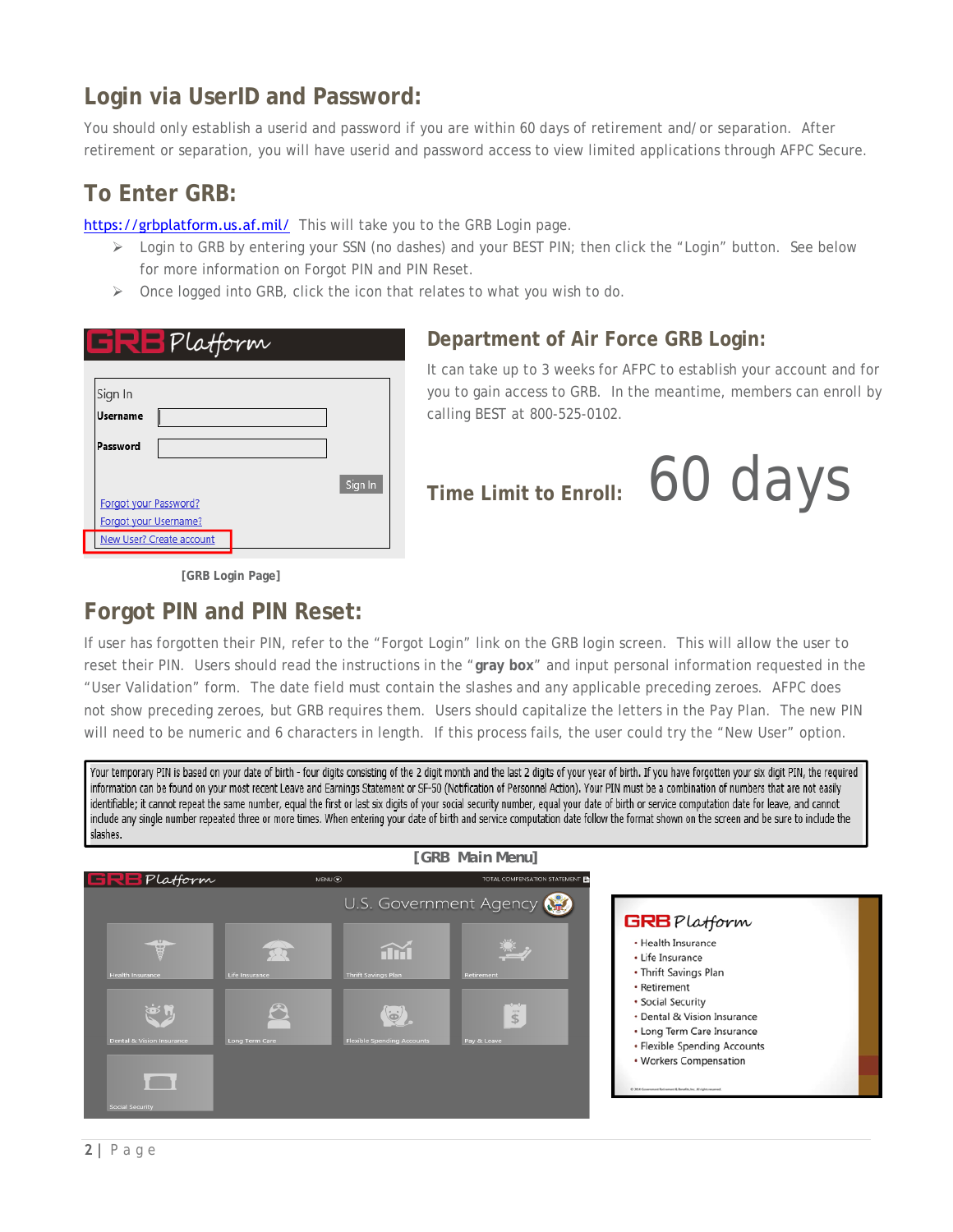## Login via UserID and Password:

You should only establish a userid and password if you are within 60 days of retirement and/or separation. After retirement or separation, you will have userid and password access to view limited applications through AFPC Secure.

## To Enter GRB:

https://grbplatform.us.af.mil/ This will take you to the GRB Login page.

- Login to GRB by entering your SSN (no dashes) and your BEST PIN; then click the "Login" button. See below for more information on Forgot PIN and PIN Reset.
- Once logged into GRB, click the icon that relates to what you wish to do.

GRB Platform

Sign In
Username
Password
Sign In
Forgot your Password?
Forgot your Username?
New User? Create account

**[GRB Login Page]**

## Department of Air Force GRB Login:

It can take up to 3 weeks for AFPC to establish your account and for you to gain access to GRB. In the meantime, members can enroll by calling BEST at 800-525-0102.

**Time Limit to Enroll:** 60 days

## Forgot PIN and PIN Reset:

If user has forgotten their PIN, refer to the "Forgot Login" link on the GRB login screen. This will allow the user to reset their PIN. Users should read the instructions in the "**gray box**" and input personal information requested in the "User Validation" form. The date field must contain the slashes and any applicable preceding zeroes. AFPC does not show preceding zeroes, but GRB requires them. Users should capitalize the letters in the Pay Plan. The new PIN will need to be numeric and 6 characters in length. If this process fails, the user could try the "New User" option.

> Your temporary PIN is based on your date of birth - four digits consisting of the 2 digit month and the last 2 digits of your year of birth. If you have forgotten your six digit PIN, the required information can be found on your most recent Leave and Earnings Statement or SF-50 (Notification of Personnel Action). Your PIN must be a combination of numbers that are not easily identifiable; it cannot repeat the same number, equal the first or last six digits of your social security number, equal your date of birth or service computation date for leave, and cannot include any single number repeated three or more times. When entering your date of birth and service computation date follow the format shown on the screen and be sure to include the slashes.

**[GRB Main Menu]**

GRB Platform — MENU — TOTAL COMPENSATION STATEMENT

U.S. Government Agency

Health Insurance | Life Insurance | Thrift Savings Plan | Retirement | Dental & Vision Insurance | Long Term Care | Flexible Spending Accounts | Pay & Leave | Social Security

GRB Platform

- Health Insurance
- Life Insurance
- Thrift Savings Plan
- Retirement
- Social Security
- Dental & Vision Insurance
- Long Term Care Insurance
- Flexible Spending Accounts
- Workers Compensation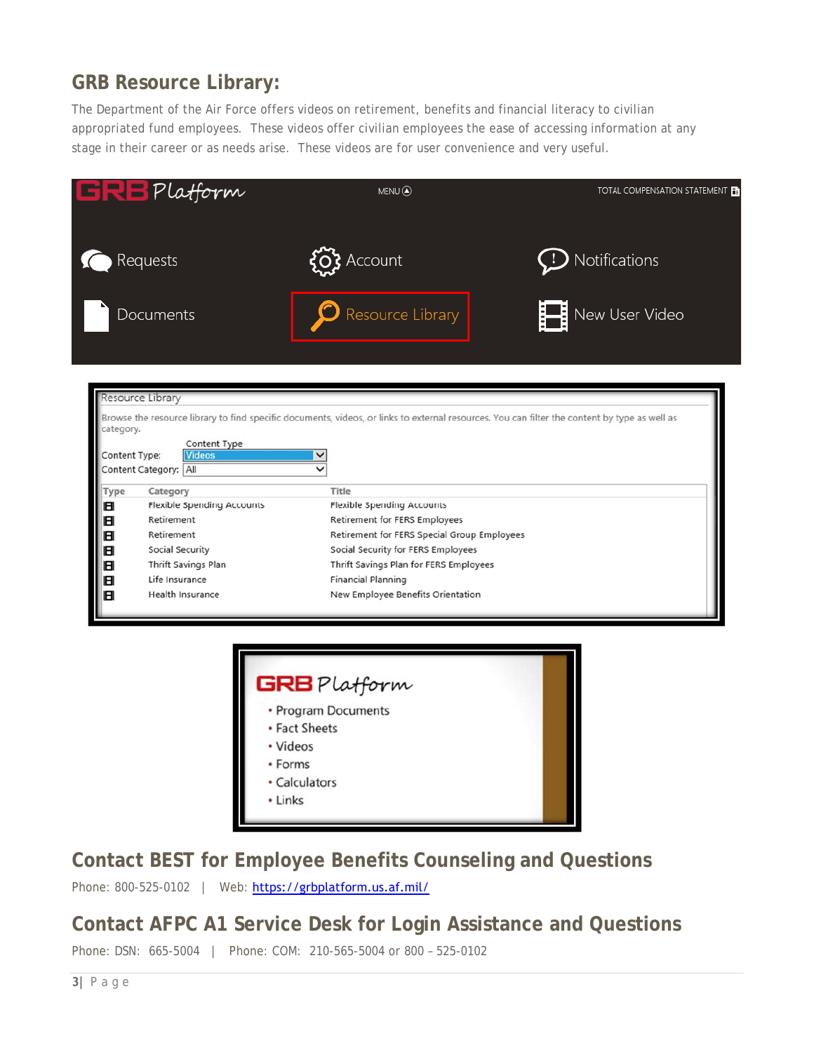## GRB Resource Library:

The Department of the Air Force offers videos on retirement, benefits and financial literacy to civilian appropriated fund employees. These videos offer civilian employees the ease of accessing information at any stage in their career or as needs arise. These videos are for user convenience and very useful.

GRB Platform

MENU

TOTAL COMPENSATION STATEMENT

Requests

Account

Notifications

Documents

Resource Library

New User Video

Resource Library

Browse the resource library to find specific documents, videos, or links to external resources. You can filter the content by type as well as category.

Content Type: Videos

Content Category: All

| Type | Category | Title |
|---|---|---|
| | Flexible Spending Accounts | Flexible Spending Accounts |
| | Retirement | Retirement for FERS Employees |
| | Retirement | Retirement for FERS Special Group Employees |
| | Social Security | Social Security for FERS Employees |
| | Thrift Savings Plan | Thrift Savings Plan for FERS Employees |
| | Life Insurance | Financial Planning |
| | Health Insurance | New Employee Benefits Orientation |

GRB Platform

- Program Documents
- Fact Sheets
- Videos
- Forms
- Calculators
- Links

## Contact BEST for Employee Benefits Counseling and Questions

Phone: 800-525-0102 | Web: https://grbplatform.us.af.mil/

## Contact AFPC A1 Service Desk for Login Assistance and Questions

Phone: DSN: 665-5004 | Phone: COM: 210-565-5004 or 800 – 525-0102